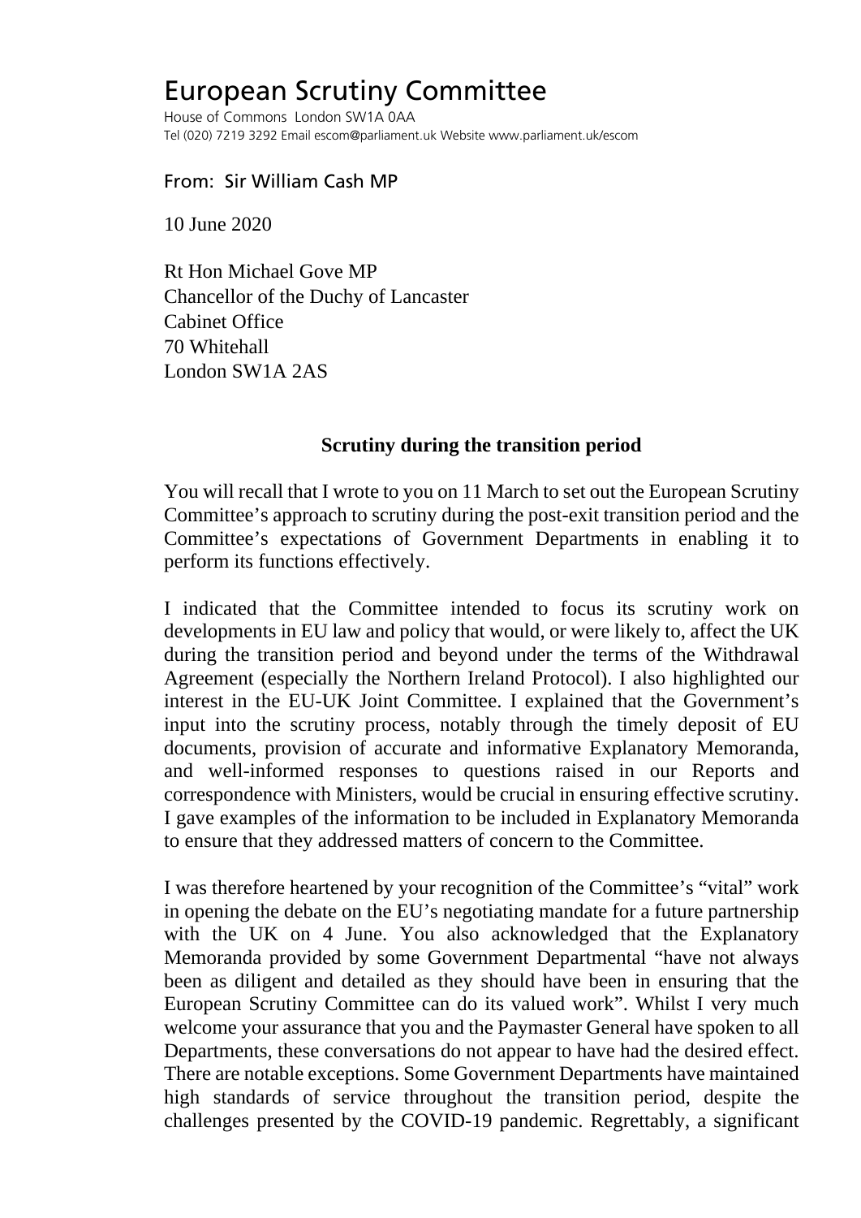# European Scrutiny Committee

House of Commons London SW1A 0AA
Tel (020) 7219 3292 Email escom@parliament.uk Website www.parliament.uk/escom

From: Sir William Cash MP

10 June 2020

Rt Hon Michael Gove MP
Chancellor of the Duchy of Lancaster
Cabinet Office
70 Whitehall
London SW1A 2AS

**Scrutiny during the transition period**

You will recall that I wrote to you on 11 March to set out the European Scrutiny Committee's approach to scrutiny during the post-exit transition period and the Committee's expectations of Government Departments in enabling it to perform its functions effectively.

I indicated that the Committee intended to focus its scrutiny work on developments in EU law and policy that would, or were likely to, affect the UK during the transition period and beyond under the terms of the Withdrawal Agreement (especially the Northern Ireland Protocol). I also highlighted our interest in the EU-UK Joint Committee. I explained that the Government's input into the scrutiny process, notably through the timely deposit of EU documents, provision of accurate and informative Explanatory Memoranda, and well-informed responses to questions raised in our Reports and correspondence with Ministers, would be crucial in ensuring effective scrutiny. I gave examples of the information to be included in Explanatory Memoranda to ensure that they addressed matters of concern to the Committee.

I was therefore heartened by your recognition of the Committee's "vital" work in opening the debate on the EU's negotiating mandate for a future partnership with the UK on 4 June. You also acknowledged that the Explanatory Memoranda provided by some Government Departmental "have not always been as diligent and detailed as they should have been in ensuring that the European Scrutiny Committee can do its valued work". Whilst I very much welcome your assurance that you and the Paymaster General have spoken to all Departments, these conversations do not appear to have had the desired effect. There are notable exceptions. Some Government Departments have maintained high standards of service throughout the transition period, despite the challenges presented by the COVID-19 pandemic. Regrettably, a significant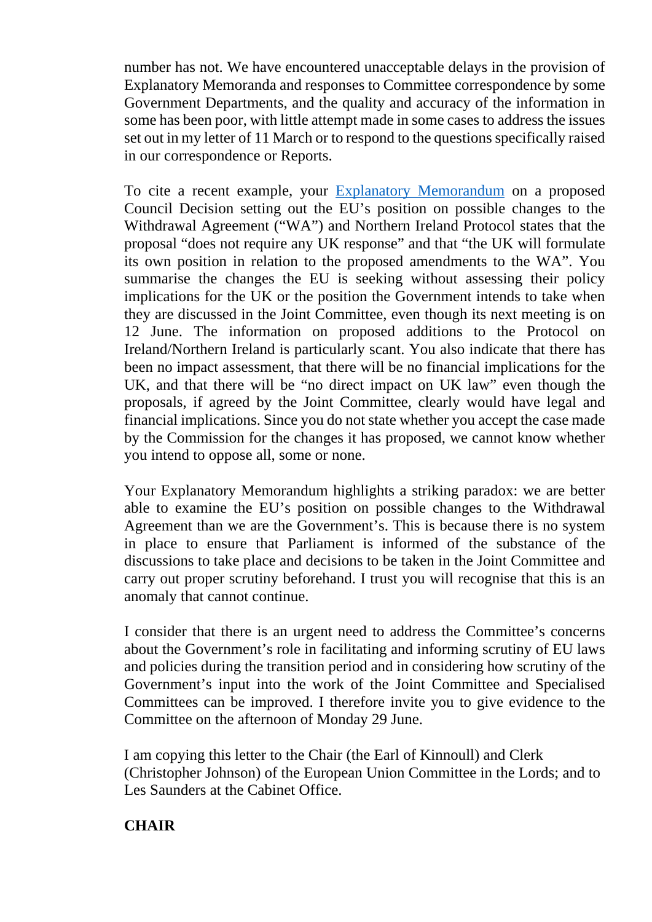number has not. We have encountered unacceptable delays in the provision of Explanatory Memoranda and responses to Committee correspondence by some Government Departments, and the quality and accuracy of the information in some has been poor, with little attempt made in some cases to address the issues set out in my letter of 11 March or to respond to the questions specifically raised in our correspondence or Reports.

To cite a recent example, your Explanatory Memorandum on a proposed Council Decision setting out the EU's position on possible changes to the Withdrawal Agreement ("WA") and Northern Ireland Protocol states that the proposal "does not require any UK response" and that "the UK will formulate its own position in relation to the proposed amendments to the WA". You summarise the changes the EU is seeking without assessing their policy implications for the UK or the position the Government intends to take when they are discussed in the Joint Committee, even though its next meeting is on 12 June. The information on proposed additions to the Protocol on Ireland/Northern Ireland is particularly scant. You also indicate that there has been no impact assessment, that there will be no financial implications for the UK, and that there will be "no direct impact on UK law" even though the proposals, if agreed by the Joint Committee, clearly would have legal and financial implications. Since you do not state whether you accept the case made by the Commission for the changes it has proposed, we cannot know whether you intend to oppose all, some or none.

Your Explanatory Memorandum highlights a striking paradox: we are better able to examine the EU's position on possible changes to the Withdrawal Agreement than we are the Government's. This is because there is no system in place to ensure that Parliament is informed of the substance of the discussions to take place and decisions to be taken in the Joint Committee and carry out proper scrutiny beforehand. I trust you will recognise that this is an anomaly that cannot continue.

I consider that there is an urgent need to address the Committee's concerns about the Government's role in facilitating and informing scrutiny of EU laws and policies during the transition period and in considering how scrutiny of the Government's input into the work of the Joint Committee and Specialised Committees can be improved. I therefore invite you to give evidence to the Committee on the afternoon of Monday 29 June.

I am copying this letter to the Chair (the Earl of Kinnoull) and Clerk (Christopher Johnson) of the European Union Committee in the Lords; and to Les Saunders at the Cabinet Office.

**CHAIR**